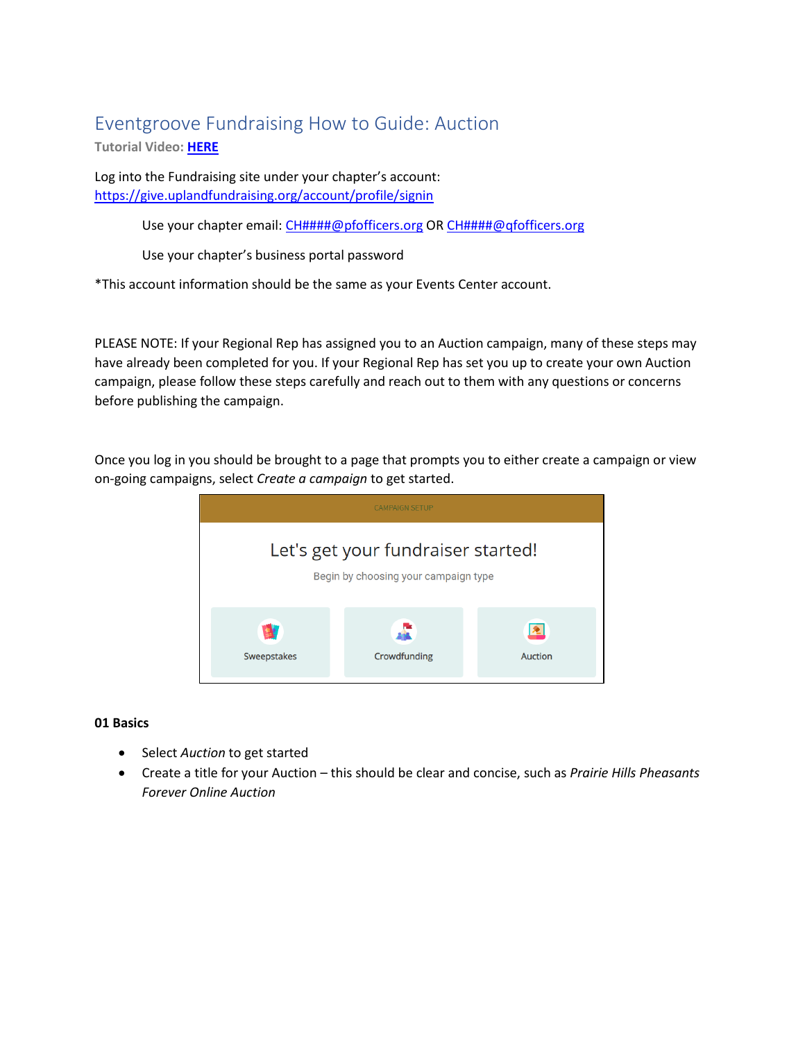# Eventgroove Fundraising How to Guide: Auction

**Tutorial Video: HERE**

Log into the Fundraising site under your chapter's account:
https://give.uplandfundraising.org/account/profile/signin

Use your chapter email: CH####@pfofficers.org OR CH####@qfofficers.org

Use your chapter's business portal password

*This account information should be the same as your Events Center account.

PLEASE NOTE: If your Regional Rep has assigned you to an Auction campaign, many of these steps may have already been completed for you. If your Regional Rep has set you up to create your own Auction campaign, please follow these steps carefully and reach out to them with any questions or concerns before publishing the campaign.

Once you log in you should be brought to a page that prompts you to either create a campaign or view on-going campaigns, select *Create a campaign* to get started.

CAMPAIGN SETUP

Let's get your fundraiser started!

Begin by choosing your campaign type

Sweepstakes | Crowdfunding | Auction

**01 Basics**

- Select *Auction* to get started
- Create a title for your Auction – this should be clear and concise, such as *Prairie Hills Pheasants Forever Online Auction*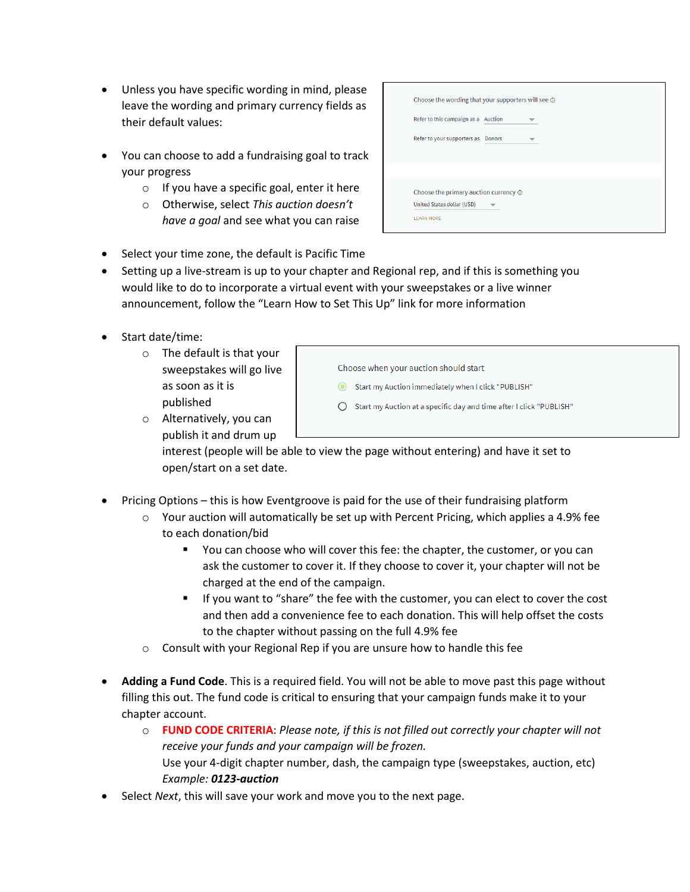- Unless you have specific wording in mind, please leave the wording and primary currency fields as their default values:

- You can choose to add a fundraising goal to track your progress
  - If you have a specific goal, enter it here
  - Otherwise, select *This auction doesn't have a goal* and see what you can raise

- Select your time zone, the default is Pacific Time
- Setting up a live-stream is up to your chapter and Regional rep, and if this is something you would like to do to incorporate a virtual event with your sweepstakes or a live winner announcement, follow the "Learn How to Set This Up" link for more information

- Start date/time:
  - The default is that your sweepstakes will go live as soon as it is published
  - Alternatively, you can publish it and drum up interest (people will be able to view the page without entering) and have it set to open/start on a set date.

- Pricing Options – this is how Eventgroove is paid for the use of their fundraising platform
  - Your auction will automatically be set up with Percent Pricing, which applies a 4.9% fee to each donation/bid
    - You can choose who will cover this fee: the chapter, the customer, or you can ask the customer to cover it. If they choose to cover it, your chapter will not be charged at the end of the campaign.
    - If you want to "share" the fee with the customer, you can elect to cover the cost and then add a convenience fee to each donation. This will help offset the costs to the chapter without passing on the full 4.9% fee
  - Consult with your Regional Rep if you are unsure how to handle this fee

- **Adding a Fund Code**. This is a required field. You will not be able to move past this page without filling this out. The fund code is critical to ensuring that your campaign funds make it to your chapter account.
  - **FUND CODE CRITERIA**: *Please note, if this is not filled out correctly your chapter will not receive your funds and your campaign will be frozen.*
    Use your 4-digit chapter number, dash, the campaign type (sweepstakes, auction, etc)
    *Example:* ***0123-auction***
- Select *Next*, this will save your work and move you to the next page.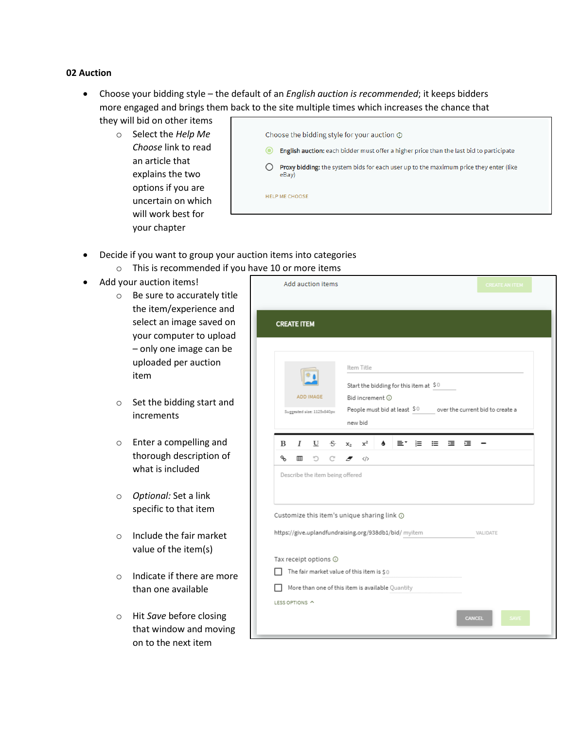**02 Auction**

- Choose your bidding style – the default of an *English auction is recommended*; it keeps bidders more engaged and brings them back to the site multiple times which increases the chance that they will bid on other items
  - Select the *Help Me Choose* link to read an article that explains the two options if you are uncertain on which will work best for your chapter

- Decide if you want to group your auction items into categories
  - This is recommended if you have 10 or more items
- Add your auction items!
  - Be sure to accurately title the item/experience and select an image saved on your computer to upload – only one image can be uploaded per auction item
  - Set the bidding start and increments
  - Enter a compelling and thorough description of what is included
  - *Optional:* Set a link specific to that item
  - Include the fair market value of the item(s)
  - Indicate if there are more than one available
  - Hit *Save* before closing that window and moving on to the next item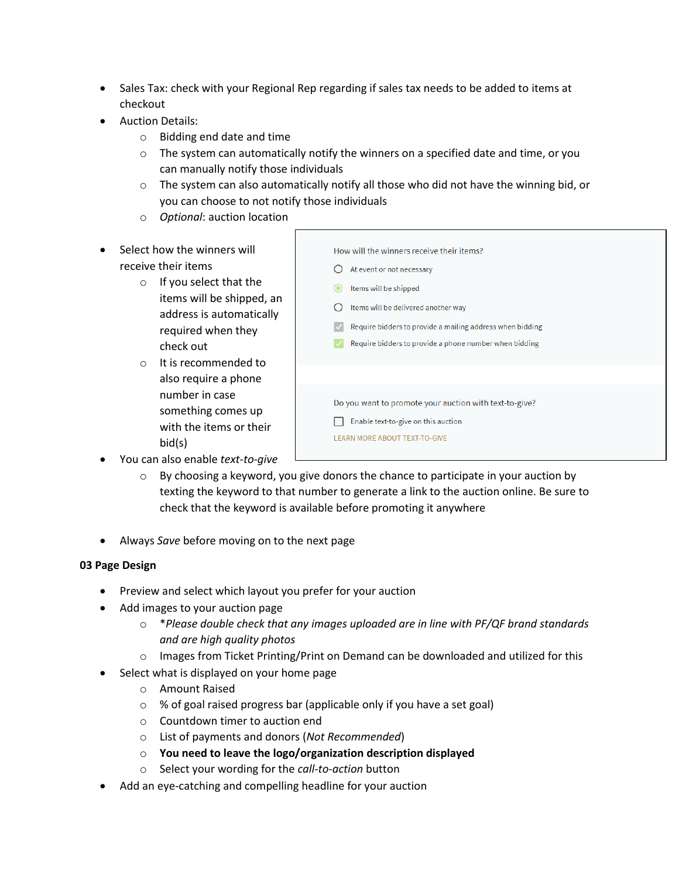- Sales Tax: check with your Regional Rep regarding if sales tax needs to be added to items at checkout
- Auction Details:
  - Bidding end date and time
  - The system can automatically notify the winners on a specified date and time, or you can manually notify those individuals
  - The system can also automatically notify all those who did not have the winning bid, or you can choose to not notify those individuals
  - *Optional*: auction location

- Select how the winners will receive their items
  - If you select that the items will be shipped, an address is automatically required when they check out
  - It is recommended to also require a phone number in case something comes up with the items or their bid(s)

How will the winners receive their items?

- At event or not necessary
- Items will be shipped
- Items will be delivered another way
- Require bidders to provide a mailing address when bidding
- Require bidders to provide a phone number when bidding

Do you want to promote your auction with text-to-give?

- Enable text-to-give on this auction

LEARN MORE ABOUT TEXT-TO-GIVE

- You can also enable *text-to-give*
  - By choosing a keyword, you give donors the chance to participate in your auction by texting the keyword to that number to generate a link to the auction online. Be sure to check that the keyword is available before promoting it anywhere

- Always *Save* before moving on to the next page

**03 Page Design**

- Preview and select which layout you prefer for your auction
- Add images to your auction page
  - **Please double check that any images uploaded are in line with PF/QF brand standards and are high quality photos*
  - Images from Ticket Printing/Print on Demand can be downloaded and utilized for this
- Select what is displayed on your home page
  - Amount Raised
  - % of goal raised progress bar (applicable only if you have a set goal)
  - Countdown timer to auction end
  - List of payments and donors (*Not Recommended*)
  - **You need to leave the logo/organization description displayed**
  - Select your wording for the *call-to-action* button
- Add an eye-catching and compelling headline for your auction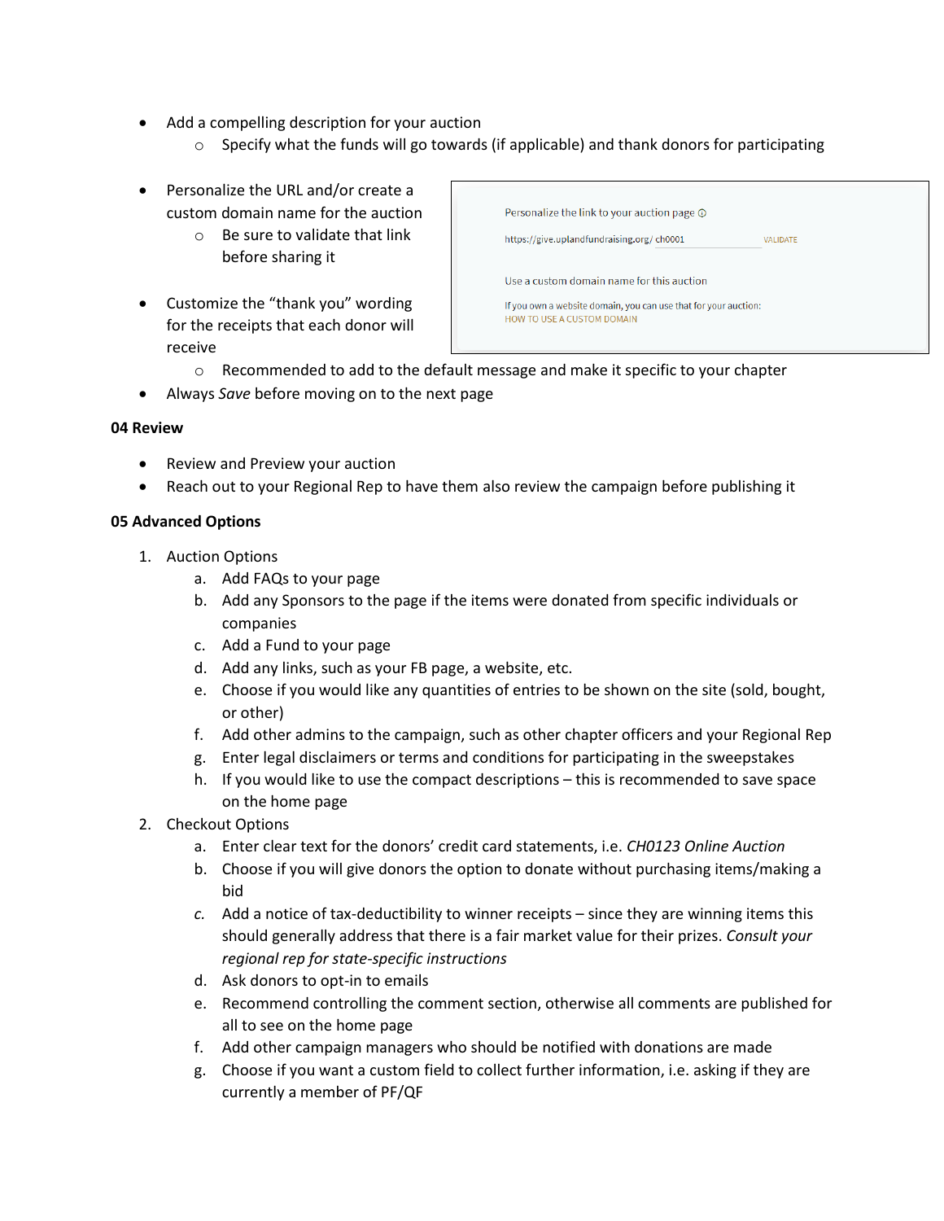- Add a compelling description for your auction
    - Specify what the funds will go towards (if applicable) and thank donors for participating

- Personalize the URL and/or create a custom domain name for the auction
    - Be sure to validate that link before sharing it

Personalize the link to your auction page

https://give.uplandfundraising.org/ ch0001 VALIDATE

Use a custom domain name for this auction

If you own a website domain, you can use that for your auction:
HOW TO USE A CUSTOM DOMAIN

- Customize the "thank you" wording for the receipts that each donor will receive
    - Recommended to add to the default message and make it specific to your chapter
- Always *Save* before moving on to the next page

**04 Review**

- Review and Preview your auction
- Reach out to your Regional Rep to have them also review the campaign before publishing it

**05 Advanced Options**

1. Auction Options
    a. Add FAQs to your page
    b. Add any Sponsors to the page if the items were donated from specific individuals or companies
    c. Add a Fund to your page
    d. Add any links, such as your FB page, a website, etc.
    e. Choose if you would like any quantities of entries to be shown on the site (sold, bought, or other)
    f. Add other admins to the campaign, such as other chapter officers and your Regional Rep
    g. Enter legal disclaimers or terms and conditions for participating in the sweepstakes
    h. If you would like to use the compact descriptions – this is recommended to save space on the home page
2. Checkout Options
    a. Enter clear text for the donors' credit card statements, i.e. *CH0123 Online Auction*
    b. Choose if you will give donors the option to donate without purchasing items/making a bid
    c. Add a notice of tax-deductibility to winner receipts – since they are winning items this should generally address that there is a fair market value for their prizes. *Consult your regional rep for state-specific instructions*
    d. Ask donors to opt-in to emails
    e. Recommend controlling the comment section, otherwise all comments are published for all to see on the home page
    f. Add other campaign managers who should be notified with donations are made
    g. Choose if you want a custom field to collect further information, i.e. asking if they are currently a member of PF/QF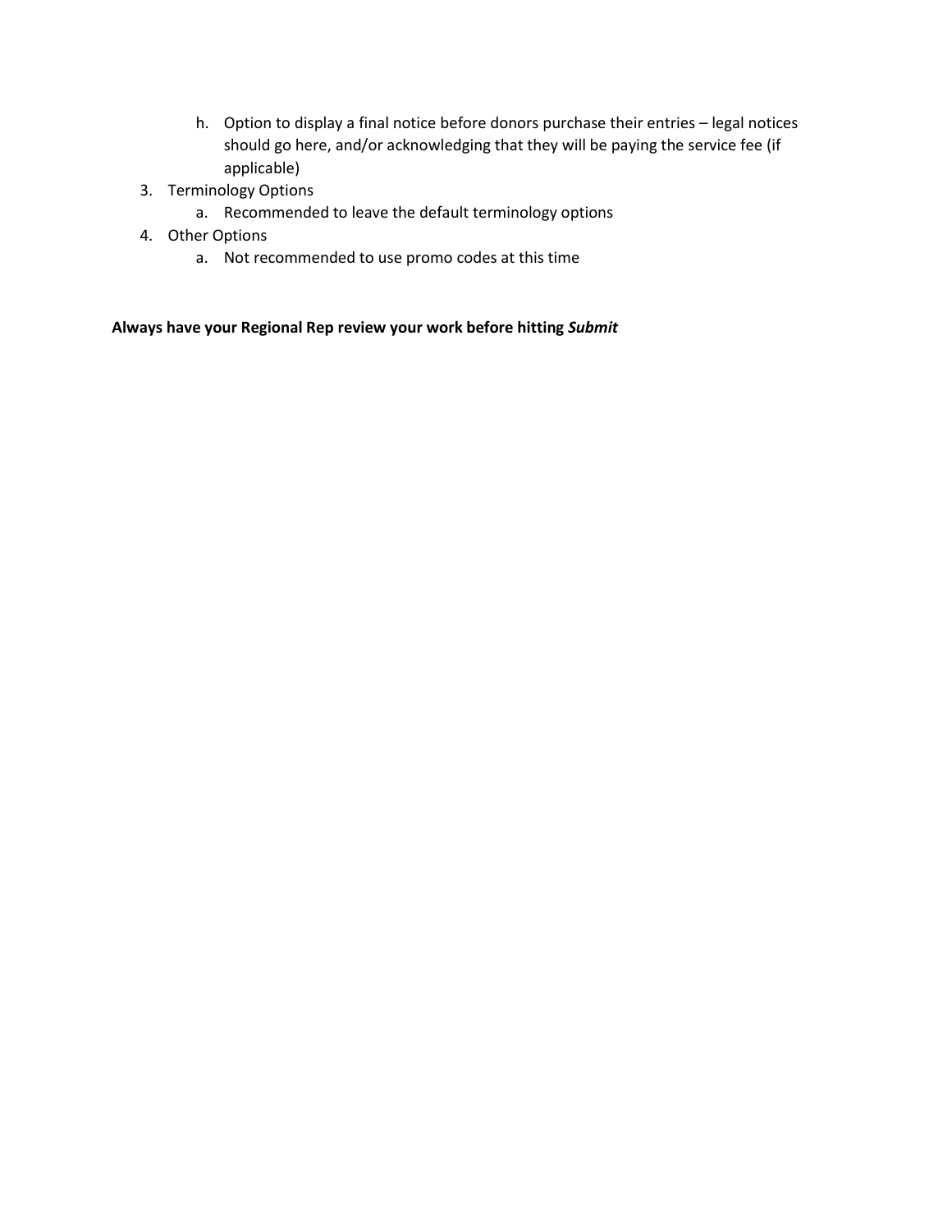h. Option to display a final notice before donors purchase their entries – legal notices should go here, and/or acknowledging that they will be paying the service fee (if applicable)

3. Terminology Options
   a. Recommended to leave the default terminology options
4. Other Options
   a. Not recommended to use promo codes at this time

**Always have your Regional Rep review your work before hitting *Submit***